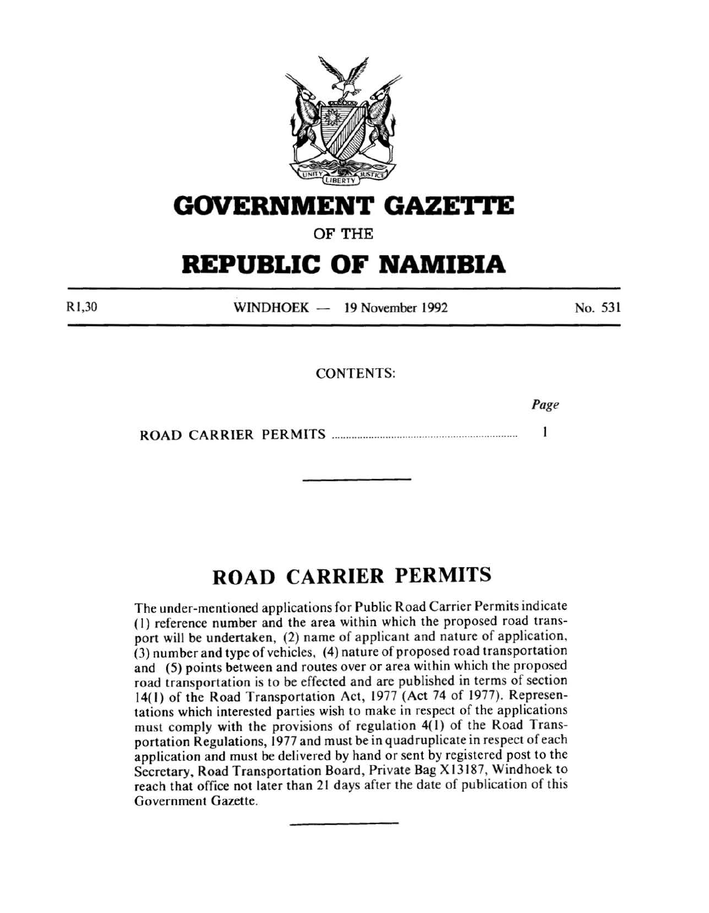# GOVERNMENT GAZETTE

OF THE

# REPUBLIC OF NAMIBIA

R1,30 WINDHOEK — 19 November 1992 No. 531

CONTENTS:

| | Page |
|---|---|
| ROAD CARRIER PERMITS | 1 |

---

## ROAD CARRIER PERMITS

The under-mentioned applications for Public Road Carrier Permits indicate (1) reference number and the area within which the proposed road transport will be undertaken, (2) name of applicant and nature of application, (3) number and type of vehicles, (4) nature of proposed road transportation and (5) points between and routes over or area within which the proposed road transportation is to be effected and are published in terms of section 14(1) of the Road Transportation Act, 1977 (Act 74 of 1977). Representations which interested parties wish to make in respect of the applications must comply with the provisions of regulation 4(1) of the Road Transportation Regulations, 1977 and must be in quadruplicate in respect of each application and must be delivered by hand or sent by registered post to the Secretary, Road Transportation Board, Private Bag X13187, Windhoek to reach that office not later than 21 days after the date of publication of this Government Gazette.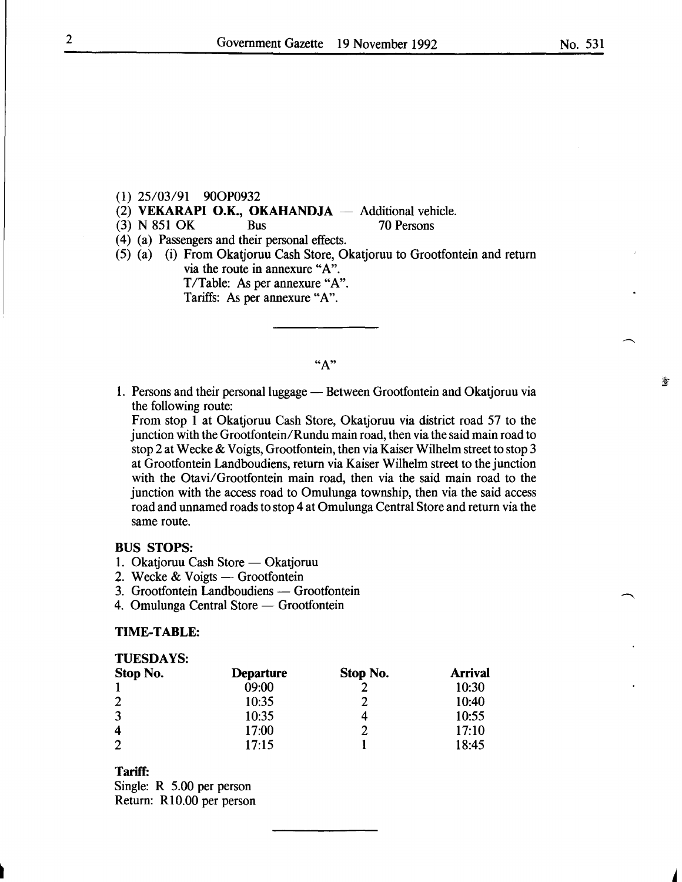(1) 25/03/91 90OP0932

(2) **VEKARAPI O.K., OKAHANDJA** — Additional vehicle.

(3) N 851 OK Bus 70 Persons

(4) (a) Passengers and their personal effects.

(5) (a) (i) From Okatjoruu Cash Store, Okatjoruu to Grootfontein and return via the route in annexure "A".
T/Table: As per annexure "A".
Tariffs: As per annexure "A".

---

"A"

1. Persons and their personal luggage — Between Grootfontein and Okatjoruu via the following route:
From stop 1 at Okatjoruu Cash Store, Okatjoruu via district road 57 to the junction with the Grootfontein/Rundu main road, then via the said main road to stop 2 at Wecke & Voigts, Grootfontein, then via Kaiser Wilhelm street to stop 3 at Grootfontein Landboudiens, return via Kaiser Wilhelm street to the junction with the Otavi/Grootfontein main road, then via the said main road to the junction with the access road to Omulunga township, then via the said access road and unnamed roads to stop 4 at Omulunga Central Store and return via the same route.

**BUS STOPS:**

1. Okatjoruu Cash Store — Okatjoruu
2. Wecke & Voigts — Grootfontein
3. Grootfontein Landboudiens — Grootfontein
4. Omulunga Central Store — Grootfontein

**TIME-TABLE:**

**TUESDAYS:**

| Stop No. | Departure | Stop No. | Arrival |
|---|---|---|---|
| 1 | 09:00 | 2 | 10:30 |
| 2 | 10:35 | 2 | 10:40 |
| 3 | 10:35 | 4 | 10:55 |
| 4 | 17:00 | 2 | 17:10 |
| 2 | 17:15 | 1 | 18:45 |

**Tariff:**

Single: R 5.00 per person
Return: R10.00 per person

---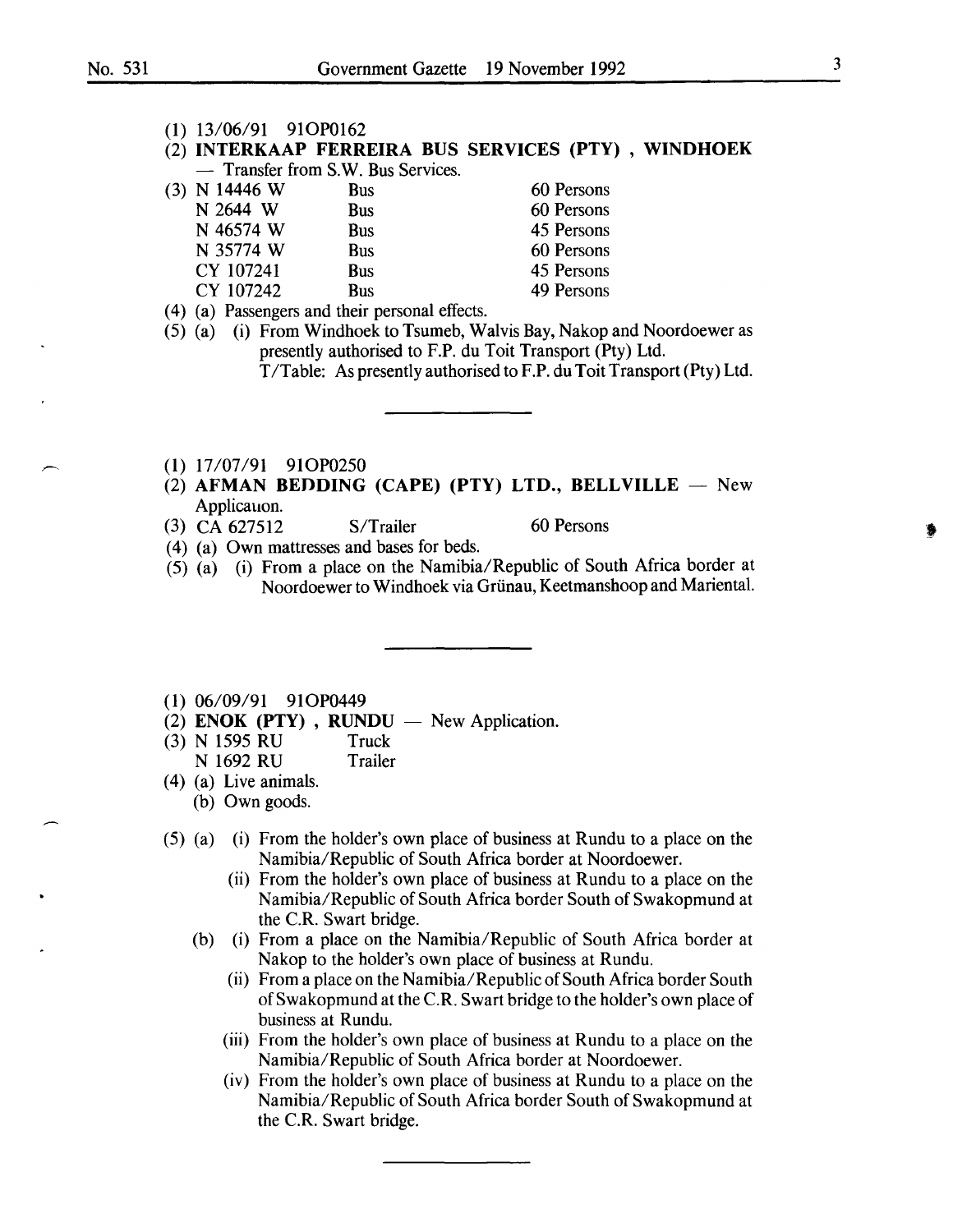(1) 13/06/91 91OP0162

(2) **INTERKAAP FERREIRA BUS SERVICES (PTY) , WINDHOEK** — Transfer from S.W. Bus Services.

(3)

| | | |
|---|---|---|
| N 14446 W | Bus | 60 Persons |
| N 2644 W | Bus | 60 Persons |
| N 46574 W | Bus | 45 Persons |
| N 35774 W | Bus | 60 Persons |
| CY 107241 | Bus | 45 Persons |
| CY 107242 | Bus | 49 Persons |

(4) (a) Passengers and their personal effects.

(5) (a) (i) From Windhoek to Tsumeb, Walvis Bay, Nakop and Noordoewer as presently authorised to F.P. du Toit Transport (Pty) Ltd.
T/Table: As presently authorised to F.P. du Toit Transport (Pty) Ltd.

---

(1) 17/07/91 91OP0250

(2) **AFMAN BEDDING (CAPE) (PTY) LTD., BELLVILLE** — New Applicauon.

(3) CA 627512 S/Trailer 60 Persons

(4) (a) Own mattresses and bases for beds.

(5) (a) (i) From a place on the Namibia/Republic of South Africa border at Noordoewer to Windhoek via Grünau, Keetmanshoop and Mariental.

---

(1) 06/09/91 91OP0449

(2) **ENOK (PTY) , RUNDU** — New Application.

(3)

| | |
|---|---|
| N 1595 RU | Truck |
| N 1692 RU | Trailer |

(4) (a) Live animals.
(b) Own goods.

(5) (a) (i) From the holder's own place of business at Rundu to a place on the Namibia/Republic of South Africa border at Noordoewer.
(ii) From the holder's own place of business at Rundu to a place on the Namibia/Republic of South Africa border South of Swakopmund at the C.R. Swart bridge.

(b) (i) From a place on the Namibia/Republic of South Africa border at Nakop to the holder's own place of business at Rundu.
(ii) From a place on the Namibia/Republic of South Africa border South of Swakopmund at the C.R. Swart bridge to the holder's own place of business at Rundu.
(iii) From the holder's own place of business at Rundu to a place on the Namibia/Republic of South Africa border at Noordoewer.
(iv) From the holder's own place of business at Rundu to a place on the Namibia/Republic of South Africa border South of Swakopmund at the C.R. Swart bridge.

---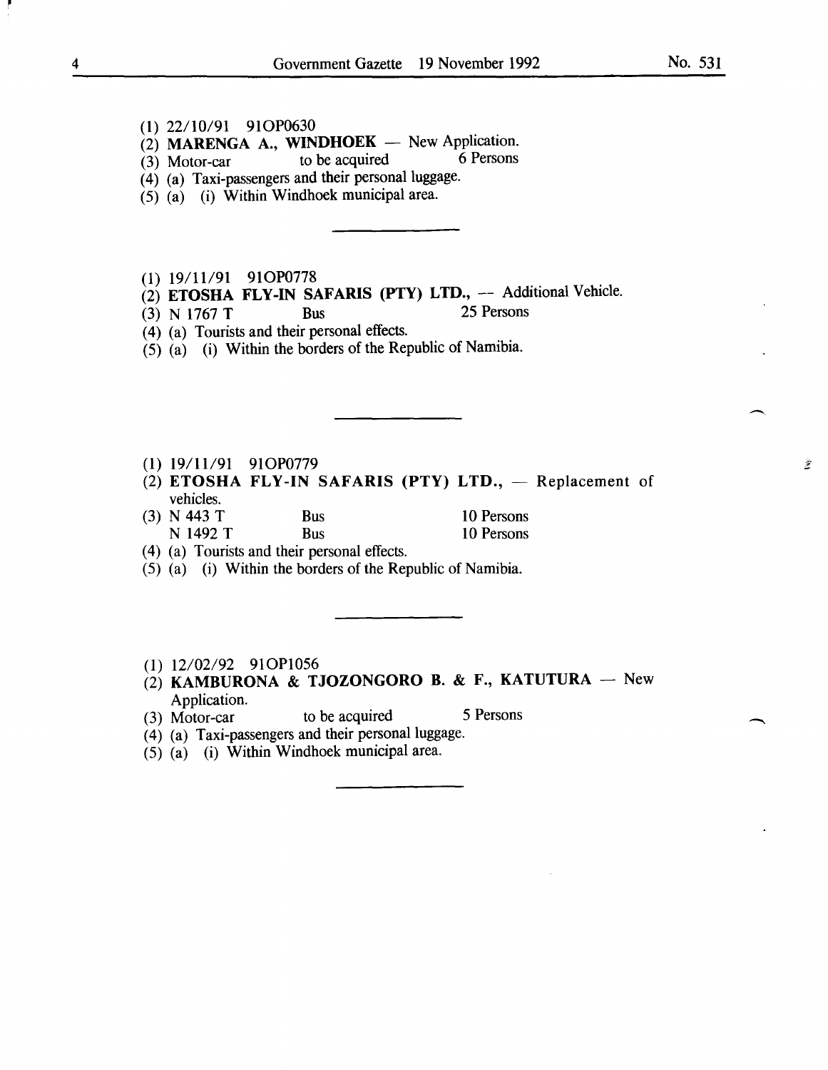(1) 22/10/91 91OP0630
(2) **MARENGA A., WINDHOEK** — New Application.
(3) Motor-car to be acquired 6 Persons
(4) (a) Taxi-passengers and their personal luggage.
(5) (a) (i) Within Windhoek municipal area.

---

(1) 19/11/91 91OP0778
(2) **ETOSHA FLY-IN SAFARIS (PTY) LTD.,** — Additional Vehicle.
(3) N 1767 T Bus 25 Persons
(4) (a) Tourists and their personal effects.
(5) (a) (i) Within the borders of the Republic of Namibia.

---

(1) 19/11/91 91OP0779
(2) **ETOSHA FLY-IN SAFARIS (PTY) LTD.,** — Replacement of vehicles.
(3) N 443 T Bus 10 Persons
N 1492 T Bus 10 Persons
(4) (a) Tourists and their personal effects.
(5) (a) (i) Within the borders of the Republic of Namibia.

---

(1) 12/02/92 91OP1056
(2) **KAMBURONA & TJOZONGORO B. & F., KATUTURA** — New Application.
(3) Motor-car to be acquired 5 Persons
(4) (a) Taxi-passengers and their personal luggage.
(5) (a) (i) Within Windhoek municipal area.

---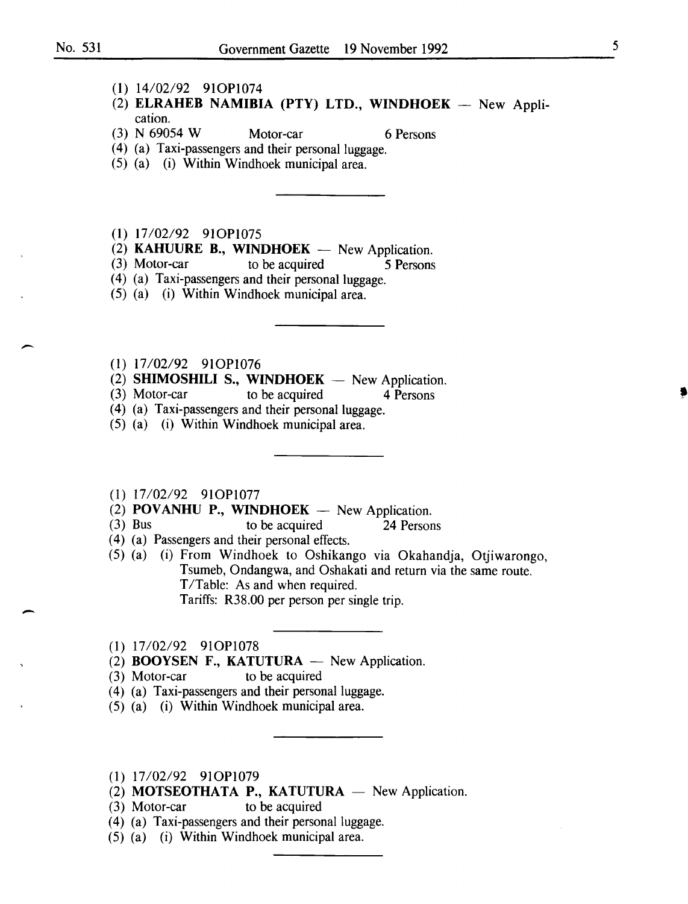(1) 14/02/92 91OP1074

(2) **ELRAHEB NAMIBIA (PTY) LTD., WINDHOEK** — New Application.

(3) N 69054 W Motor-car 6 Persons

(4) (a) Taxi-passengers and their personal luggage.

(5) (a) (i) Within Windhoek municipal area.

---

(1) 17/02/92 91OP1075

(2) **KAHUURE B., WINDHOEK** — New Application.

(3) Motor-car to be acquired 5 Persons

(4) (a) Taxi-passengers and their personal luggage.

(5) (a) (i) Within Windhoek municipal area.

---

(1) 17/02/92 91OP1076

(2) **SHIMOSHILI S., WINDHOEK** — New Application.

(3) Motor-car to be acquired 4 Persons

(4) (a) Taxi-passengers and their personal luggage.

(5) (a) (i) Within Windhoek municipal area.

---

(1) 17/02/92 91OP1077

(2) **POVANHU P., WINDHOEK** — New Application.

(3) Bus to be acquired 24 Persons

(4) (a) Passengers and their personal effects.

(5) (a) (i) From Windhoek to Oshikango via Okahandja, Otjiwarongo, Tsumeb, Ondangwa, and Oshakati and return via the same route.
T/Table: As and when required.
Tariffs: R38.00 per person per single trip.

---

(1) 17/02/92 91OP1078

(2) **BOOYSEN F., KATUTURA** — New Application.

(3) Motor-car to be acquired

(4) (a) Taxi-passengers and their personal luggage.

(5) (a) (i) Within Windhoek municipal area.

---

(1) 17/02/92 91OP1079

(2) **MOTSEOTHATA P., KATUTURA** — New Application.

(3) Motor-car to be acquired

(4) (a) Taxi-passengers and their personal luggage.

(5) (a) (i) Within Windhoek municipal area.

---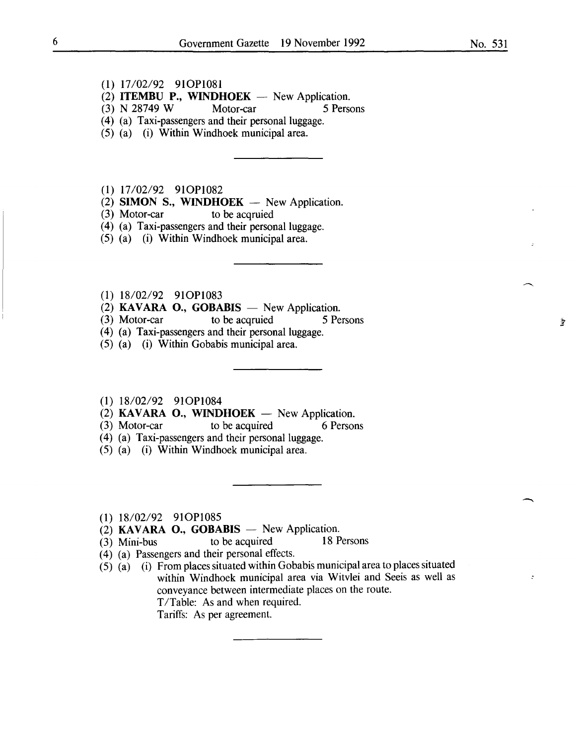(1) 17/02/92 91OP1081

(2) **ITEMBU P., WINDHOEK** — New Application.

(3) N 28749 W Motor-car 5 Persons

(4) (a) Taxi-passengers and their personal luggage.

(5) (a) (i) Within Windhoek municipal area.

---

(1) 17/02/92 91OP1082

(2) **SIMON S., WINDHOEK** — New Application.

(3) Motor-car to be acqruied

(4) (a) Taxi-passengers and their personal luggage.

(5) (a) (i) Within Windhoek municipal area.

---

(1) 18/02/92 91OP1083

(2) **KAVARA O., GOBABIS** — New Application.

(3) Motor-car to be acqruied 5 Persons

(4) (a) Taxi-passengers and their personal luggage.

(5) (a) (i) Within Gobabis municipal area.

---

(1) 18/02/92 91OP1084

(2) **KAVARA O., WINDHOEK** — New Application.

(3) Motor-car to be acquired 6 Persons

(4) (a) Taxi-passengers and their personal luggage.

(5) (a) (i) Within Windhoek municipal area.

---

(1) 18/02/92 91OP1085

(2) **KAVARA O., GOBABIS** — New Application.

(3) Mini-bus to be acquired 18 Persons

(4) (a) Passengers and their personal effects.

(5) (a) (i) From places situated within Gobabis municipal area to places situated within Windhoek municipal area via Witvlei and Seeis as well as conveyance between intermediate places on the route.
T/Table: As and when required.
Tariffs: As per agreement.

---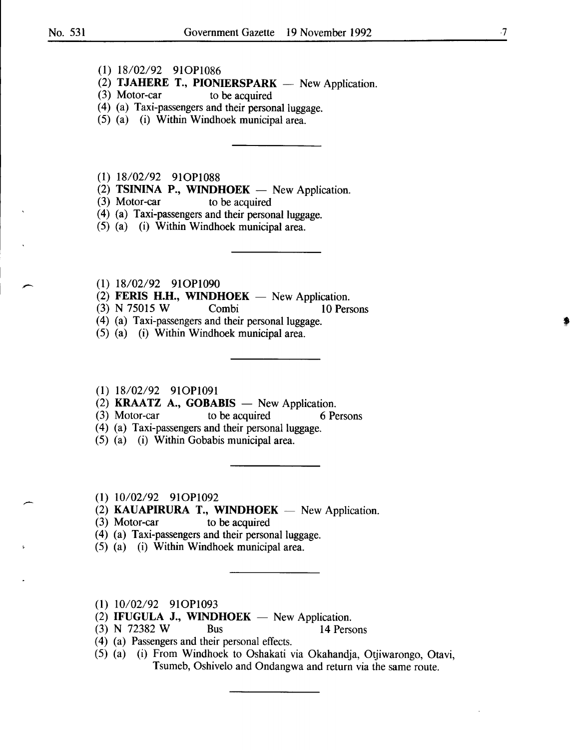(1) 18/02/92 91OP1086
(2) **TJAHERE T., PIONIERSPARK** — New Application.
(3) Motor-car to be acquired
(4) (a) Taxi-passengers and their personal luggage.
(5) (a) (i) Within Windhoek municipal area.

---

(1) 18/02/92 91OP1088
(2) **TSININA P., WINDHOEK** — New Application.
(3) Motor-car to be acquired
(4) (a) Taxi-passengers and their personal luggage.
(5) (a) (i) Within Windhoek municipal area.

---

(1) 18/02/92 91OP1090
(2) **FERIS H.H., WINDHOEK** — New Application.
(3) N 75015 W Combi 10 Persons
(4) (a) Taxi-passengers and their personal luggage.
(5) (a) (i) Within Windhoek municipal area.

---

(1) 18/02/92 91OP1091
(2) **KRAATZ A., GOBABIS** — New Application.
(3) Motor-car to be acquired 6 Persons
(4) (a) Taxi-passengers and their personal luggage.
(5) (a) (i) Within Gobabis municipal area.

---

(1) 10/02/92 91OP1092
(2) **KAUAPIRURA T., WINDHOEK** — New Application.
(3) Motor-car to be acquired
(4) (a) Taxi-passengers and their personal luggage.
(5) (a) (i) Within Windhoek municipal area.

---

(1) 10/02/92 91OP1093
(2) **IFUGULA J., WINDHOEK** — New Application.
(3) N 72382 W Bus 14 Persons
(4) (a) Passengers and their personal effects.
(5) (a) (i) From Windhoek to Oshakati via Okahandja, Otjiwarongo, Otavi, Tsumeb, Oshivelo and Ondangwa and return via the same route.

---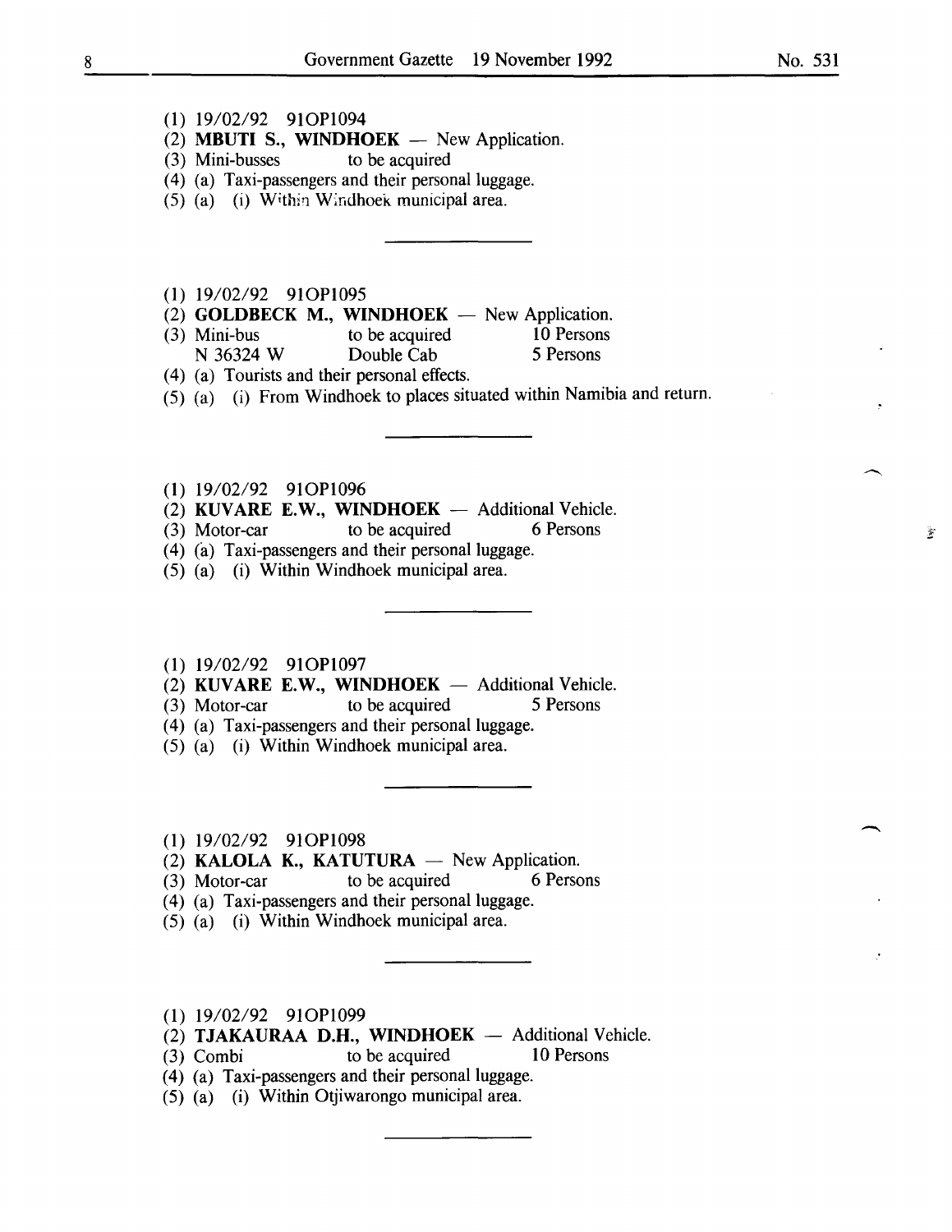(1) 19/02/92 91OP1094
(2) **MBUTI S., WINDHOEK** — New Application.
(3) Mini-busses to be acquired
(4) (a) Taxi-passengers and their personal luggage.
(5) (a) (i) Within Windhoek municipal area.

---

(1) 19/02/92 91OP1095
(2) **GOLDBECK M., WINDHOEK** — New Application.
(3) Mini-bus to be acquired 10 Persons
N 36324 W Double Cab 5 Persons
(4) (a) Tourists and their personal effects.
(5) (a) (i) From Windhoek to places situated within Namibia and return.

---

(1) 19/02/92 91OP1096
(2) **KUVARE E.W., WINDHOEK** — Additional Vehicle.
(3) Motor-car to be acquired 6 Persons
(4) (a) Taxi-passengers and their personal luggage.
(5) (a) (i) Within Windhoek municipal area.

---

(1) 19/02/92 91OP1097
(2) **KUVARE E.W., WINDHOEK** — Additional Vehicle.
(3) Motor-car to be acquired 5 Persons
(4) (a) Taxi-passengers and their personal luggage.
(5) (a) (i) Within Windhoek municipal area.

---

(1) 19/02/92 91OP1098
(2) **KALOLA K., KATUTURA** — New Application.
(3) Motor-car to be acquired 6 Persons
(4) (a) Taxi-passengers and their personal luggage.
(5) (a) (i) Within Windhoek municipal area.

---

(1) 19/02/92 91OP1099
(2) **TJAKAURAA D.H., WINDHOEK** — Additional Vehicle.
(3) Combi to be acquired 10 Persons
(4) (a) Taxi-passengers and their personal luggage.
(5) (a) (i) Within Otjiwarongo municipal area.

---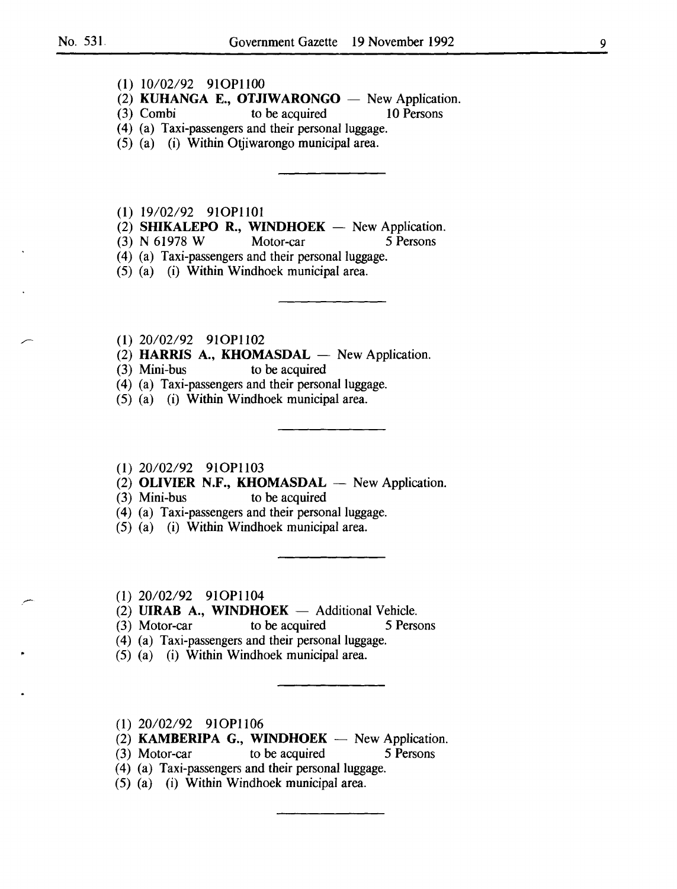(1) 10/02/92 91OP1100

(2) **KUHANGA E., OTJIWARONGO** — New Application.

(3) Combi to be acquired 10 Persons

(4) (a) Taxi-passengers and their personal luggage.

(5) (a) (i) Within Otjiwarongo municipal area.

---

(1) 19/02/92 91OP1101

(2) **SHIKALEPO R., WINDHOEK** — New Application.

(3) N 61978 W Motor-car 5 Persons

(4) (a) Taxi-passengers and their personal luggage.

(5) (a) (i) Within Windhoek municipal area.

---

(1) 20/02/92 91OP1102

(2) **HARRIS A., KHOMASDAL** — New Application.

(3) Mini-bus to be acquired

(4) (a) Taxi-passengers and their personal luggage.

(5) (a) (i) Within Windhoek municipal area.

---

(1) 20/02/92 91OP1103

(2) **OLIVIER N.F., KHOMASDAL** — New Application.

(3) Mini-bus to be acquired

(4) (a) Taxi-passengers and their personal luggage.

(5) (a) (i) Within Windhoek municipal area.

---

(1) 20/02/92 91OP1104

(2) **UIRAB A., WINDHOEK** — Additional Vehicle.

(3) Motor-car to be acquired 5 Persons

(4) (a) Taxi-passengers and their personal luggage.

(5) (a) (i) Within Windhoek municipal area.

---

(1) 20/02/92 91OP1106

(2) **KAMBERIPA G., WINDHOEK** — New Application.

(3) Motor-car to be acquired 5 Persons

(4) (a) Taxi-passengers and their personal luggage.

(5) (a) (i) Within Windhoek municipal area.

---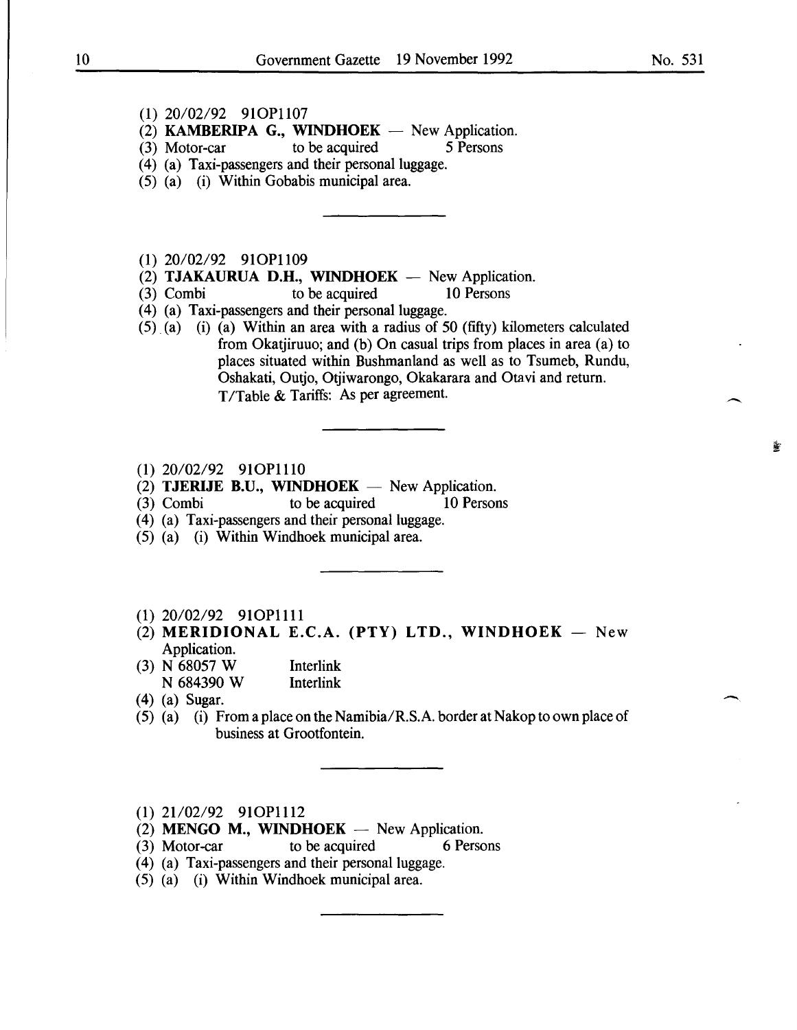(1) 20/02/92 91OP1107
(2) **KAMBERIPA G., WINDHOEK** — New Application.
(3) Motor-car to be acquired 5 Persons
(4) (a) Taxi-passengers and their personal luggage.
(5) (a) (i) Within Gobabis municipal area.

---

(1) 20/02/92 91OP1109
(2) **TJAKAURUA D.H., WINDHOEK** — New Application.
(3) Combi to be acquired 10 Persons
(4) (a) Taxi-passengers and their personal luggage.
(5) (a) (i) (a) Within an area with a radius of 50 (fifty) kilometers calculated from Okatjiruuo; and (b) On casual trips from places in area (a) to places situated within Bushmanland as well as to Tsumeb, Rundu, Oshakati, Outjo, Otjiwarongo, Okakarara and Otavi and return. T/Table & Tariffs: As per agreement.

---

(1) 20/02/92 91OP1110
(2) **TJERIJE B.U., WINDHOEK** — New Application.
(3) Combi to be acquired 10 Persons
(4) (a) Taxi-passengers and their personal luggage.
(5) (a) (i) Within Windhoek municipal area.

---

(1) 20/02/92 91OP1111
(2) **MERIDIONAL E.C.A. (PTY) LTD., WINDHOEK** — New Application.
(3) N 68057 W Interlink
N 684390 W Interlink
(4) (a) Sugar.
(5) (a) (i) From a place on the Namibia/R.S.A. border at Nakop to own place of business at Grootfontein.

---

(1) 21/02/92 91OP1112
(2) **MENGO M., WINDHOEK** — New Application.
(3) Motor-car to be acquired 6 Persons
(4) (a) Taxi-passengers and their personal luggage.
(5) (a) (i) Within Windhoek municipal area.

---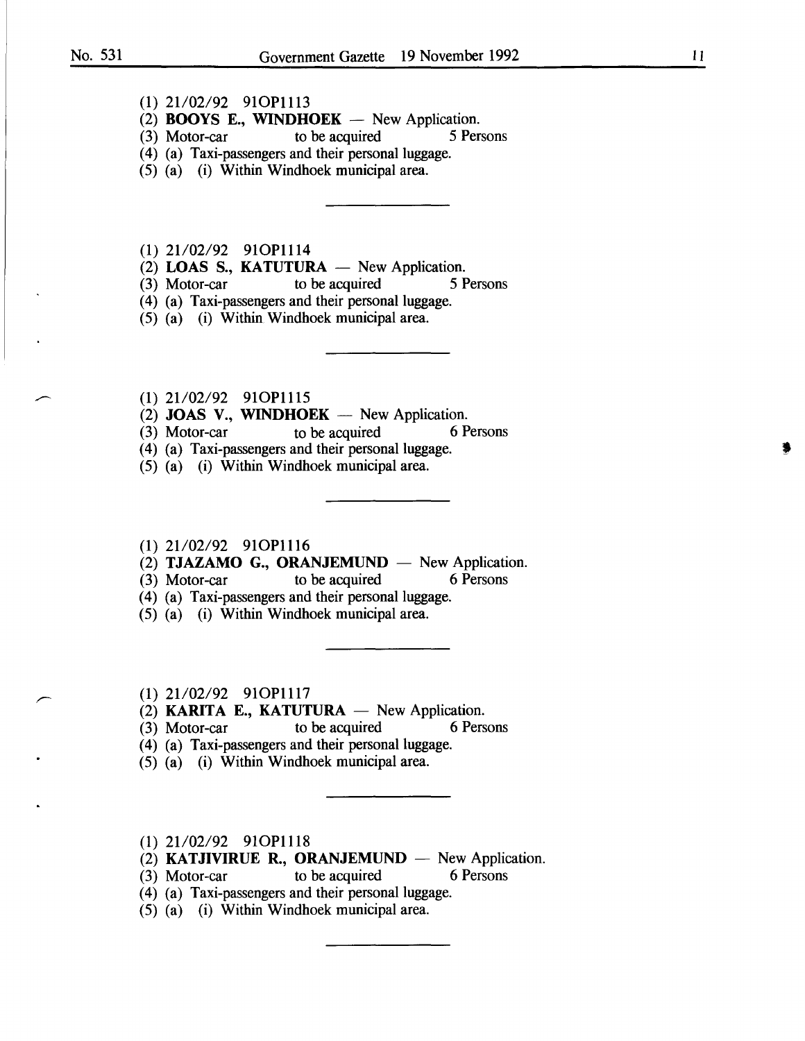(1) 21/02/92 91OP1113
(2) **BOOYS E., WINDHOEK** — New Application.
(3) Motor-car to be acquired 5 Persons
(4) (a) Taxi-passengers and their personal luggage.
(5) (a) (i) Within Windhoek municipal area.

---

(1) 21/02/92 91OP1114
(2) **LOAS S., KATUTURA** — New Application.
(3) Motor-car to be acquired 5 Persons
(4) (a) Taxi-passengers and their personal luggage.
(5) (a) (i) Within Windhoek municipal area.

---

(1) 21/02/92 91OP1115
(2) **JOAS V., WINDHOEK** — New Application.
(3) Motor-car to be acquired 6 Persons
(4) (a) Taxi-passengers and their personal luggage.
(5) (a) (i) Within Windhoek municipal area.

---

(1) 21/02/92 91OP1116
(2) **TJAZAMO G., ORANJEMUND** — New Application.
(3) Motor-car to be acquired 6 Persons
(4) (a) Taxi-passengers and their personal luggage.
(5) (a) (i) Within Windhoek municipal area.

---

(1) 21/02/92 91OP1117
(2) **KARITA E., KATUTURA** — New Application.
(3) Motor-car to be acquired 6 Persons
(4) (a) Taxi-passengers and their personal luggage.
(5) (a) (i) Within Windhoek municipal area.

---

(1) 21/02/92 91OP1118
(2) **KATJIVIRUE R., ORANJEMUND** — New Application.
(3) Motor-car to be acquired 6 Persons
(4) (a) Taxi-passengers and their personal luggage.
(5) (a) (i) Within Windhoek municipal area.

---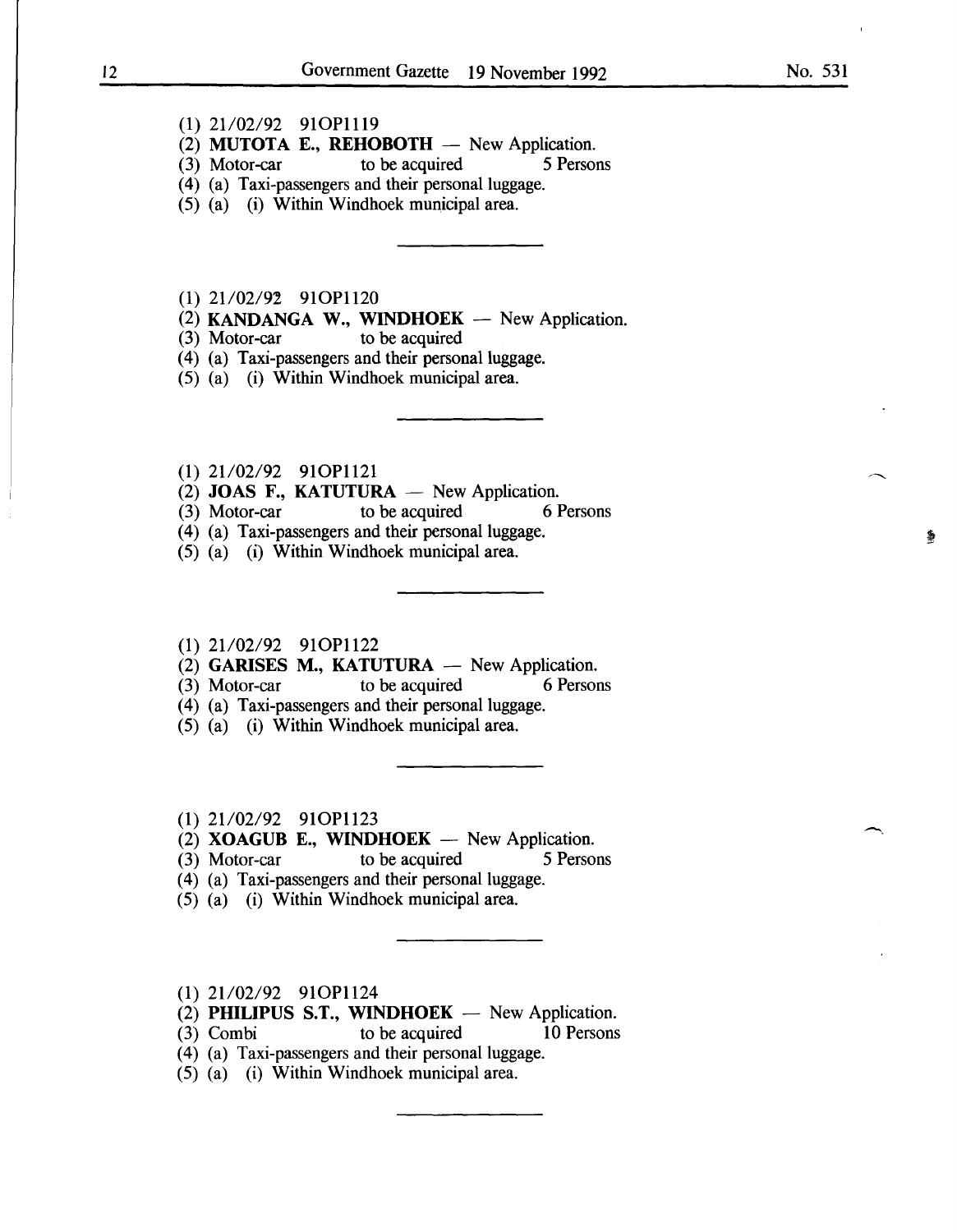(1) 21/02/92 91OP1119
(2) **MUTOTA E., REHOBOTH** — New Application.
(3) Motor-car to be acquired 5 Persons
(4) (a) Taxi-passengers and their personal luggage.
(5) (a) (i) Within Windhoek municipal area.

---

(1) 21/02/92 91OP1120
(2) **KANDANGA W., WINDHOEK** — New Application.
(3) Motor-car to be acquired
(4) (a) Taxi-passengers and their personal luggage.
(5) (a) (i) Within Windhoek municipal area.

---

(1) 21/02/92 91OP1121
(2) **JOAS F., KATUTURA** — New Application.
(3) Motor-car to be acquired 6 Persons
(4) (a) Taxi-passengers and their personal luggage.
(5) (a) (i) Within Windhoek municipal area.

---

(1) 21/02/92 91OP1122
(2) **GARISES M., KATUTURA** — New Application.
(3) Motor-car to be acquired 6 Persons
(4) (a) Taxi-passengers and their personal luggage.
(5) (a) (i) Within Windhoek municipal area.

---

(1) 21/02/92 91OP1123
(2) **XOAGUB E., WINDHOEK** — New Application.
(3) Motor-car to be acquired 5 Persons
(4) (a) Taxi-passengers and their personal luggage.
(5) (a) (i) Within Windhoek municipal area.

---

(1) 21/02/92 91OP1124
(2) **PHILIPUS S.T., WINDHOEK** — New Application.
(3) Combi to be acquired 10 Persons
(4) (a) Taxi-passengers and their personal luggage.
(5) (a) (i) Within Windhoek municipal area.

---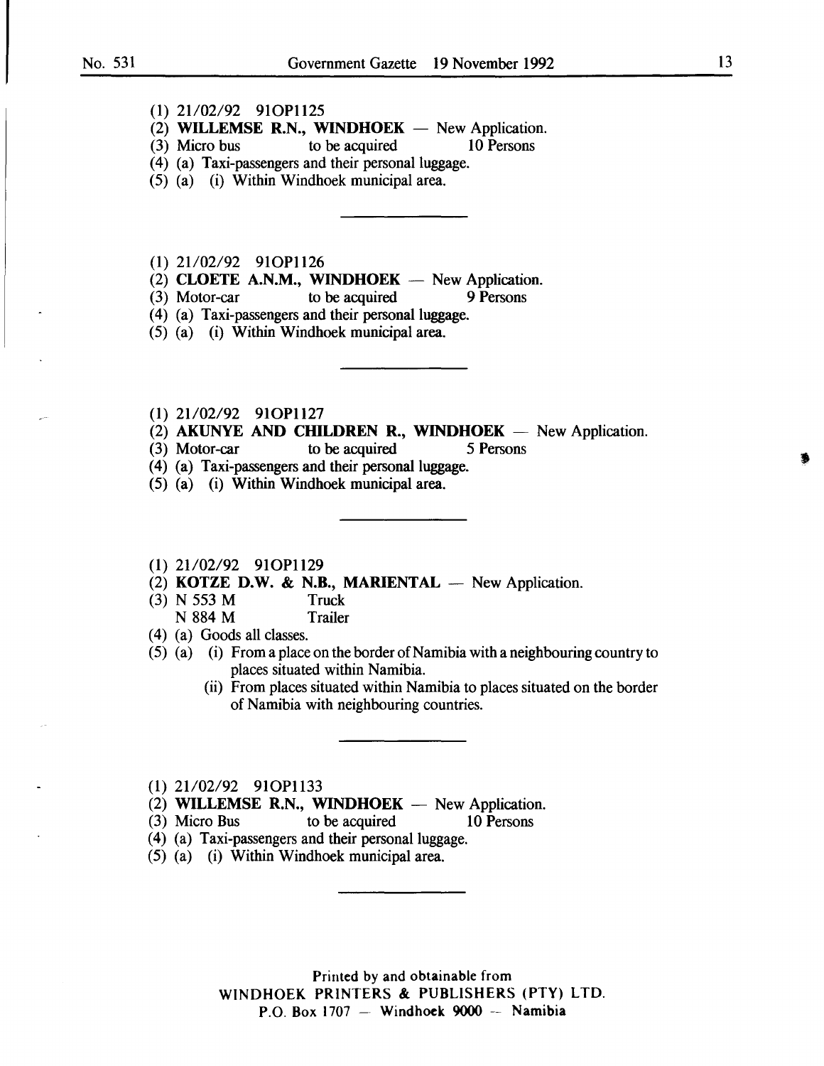(1) 21/02/92 91OP1125

(2) **WILLEMSE R.N., WINDHOEK** — New Application.

(3) Micro bus to be acquired 10 Persons

(4) (a) Taxi-passengers and their personal luggage.

(5) (a) (i) Within Windhoek municipal area.

---

(1) 21/02/92 91OP1126

(2) **CLOETE A.N.M., WINDHOEK** — New Application.

(3) Motor-car to be acquired 9 Persons

(4) (a) Taxi-passengers and their personal luggage.

(5) (a) (i) Within Windhoek municipal area.

---

(1) 21/02/92 91OP1127

(2) **AKUNYE AND CHILDREN R., WINDHOEK** — New Application.

(3) Motor-car to be acquired 5 Persons

(4) (a) Taxi-passengers and their personal luggage.

(5) (a) (i) Within Windhoek municipal area.

---

(1) 21/02/92 91OP1129

(2) **KOTZE D.W. & N.B., MARIENTAL** — New Application.

(3) N 553 M Truck
N 884 M Trailer

(4) (a) Goods all classes.

(5) (a) (i) From a place on the border of Namibia with a neighbouring country to places situated within Namibia.
(ii) From places situated within Namibia to places situated on the border of Namibia with neighbouring countries.

---

(1) 21/02/92 91OP1133

(2) **WILLEMSE R.N., WINDHOEK** — New Application.

(3) Micro Bus to be acquired 10 Persons

(4) (a) Taxi-passengers and their personal luggage.

(5) (a) (i) Within Windhoek municipal area.

---

Printed by and obtainable from
WINDHOEK PRINTERS & PUBLISHERS (PTY) LTD.
P.O. Box 1707 — Windhoek 9000 — Namibia